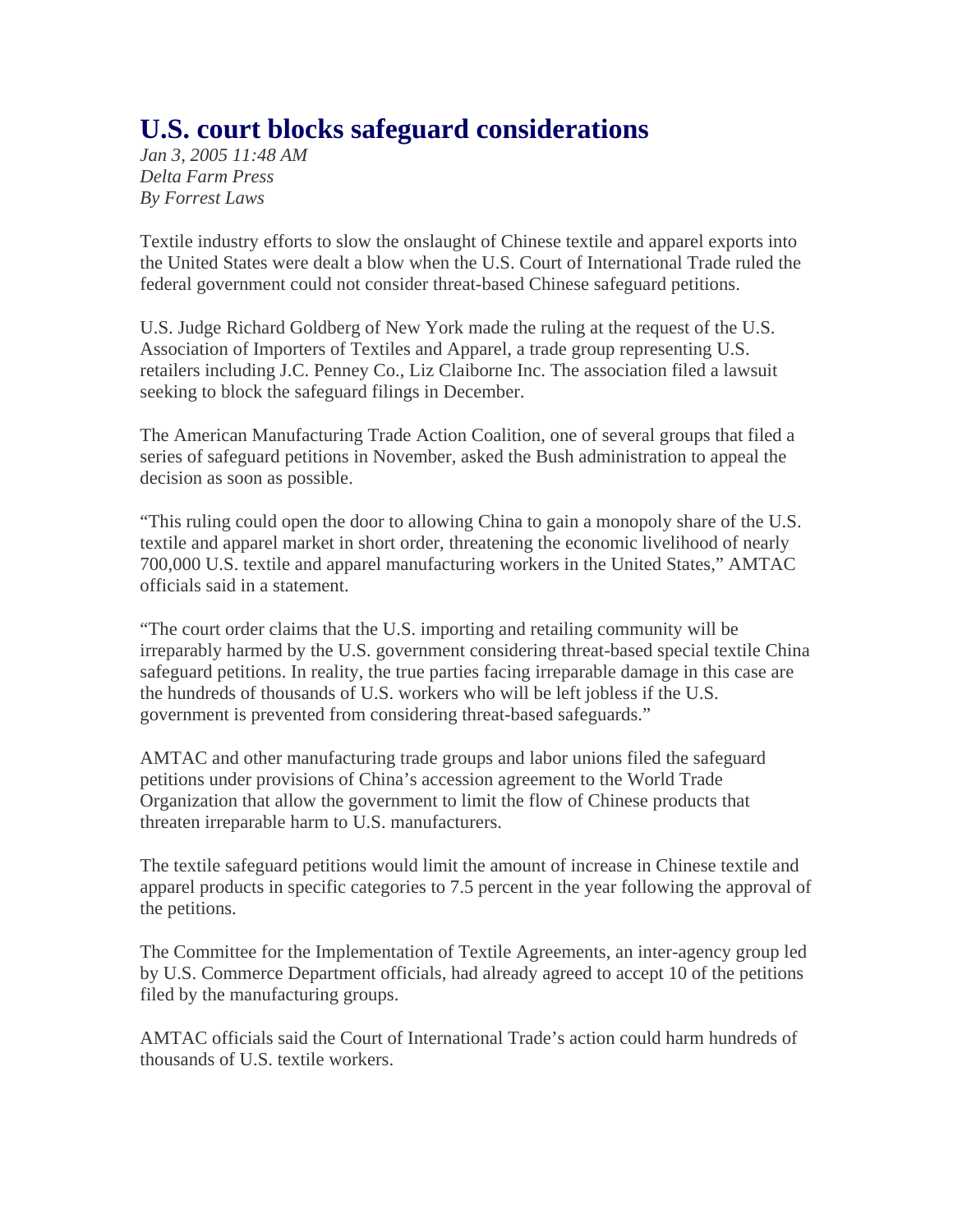# U.S. court blocks safeguard considerations

*Jan 3, 2005 11:48 AM*
*Delta Farm Press*
*By Forrest Laws*

Textile industry efforts to slow the onslaught of Chinese textile and apparel exports into the United States were dealt a blow when the U.S. Court of International Trade ruled the federal government could not consider threat-based Chinese safeguard petitions.

U.S. Judge Richard Goldberg of New York made the ruling at the request of the U.S. Association of Importers of Textiles and Apparel, a trade group representing U.S. retailers including J.C. Penney Co., Liz Claiborne Inc. The association filed a lawsuit seeking to block the safeguard filings in December.

The American Manufacturing Trade Action Coalition, one of several groups that filed a series of safeguard petitions in November, asked the Bush administration to appeal the decision as soon as possible.

“This ruling could open the door to allowing China to gain a monopoly share of the U.S. textile and apparel market in short order, threatening the economic livelihood of nearly 700,000 U.S. textile and apparel manufacturing workers in the United States,” AMTAC officials said in a statement.

“The court order claims that the U.S. importing and retailing community will be irreparably harmed by the U.S. government considering threat-based special textile China safeguard petitions. In reality, the true parties facing irreparable damage in this case are the hundreds of thousands of U.S. workers who will be left jobless if the U.S. government is prevented from considering threat-based safeguards.”

AMTAC and other manufacturing trade groups and labor unions filed the safeguard petitions under provisions of China’s accession agreement to the World Trade Organization that allow the government to limit the flow of Chinese products that threaten irreparable harm to U.S. manufacturers.

The textile safeguard petitions would limit the amount of increase in Chinese textile and apparel products in specific categories to 7.5 percent in the year following the approval of the petitions.

The Committee for the Implementation of Textile Agreements, an inter-agency group led by U.S. Commerce Department officials, had already agreed to accept 10 of the petitions filed by the manufacturing groups.

AMTAC officials said the Court of International Trade’s action could harm hundreds of thousands of U.S. textile workers.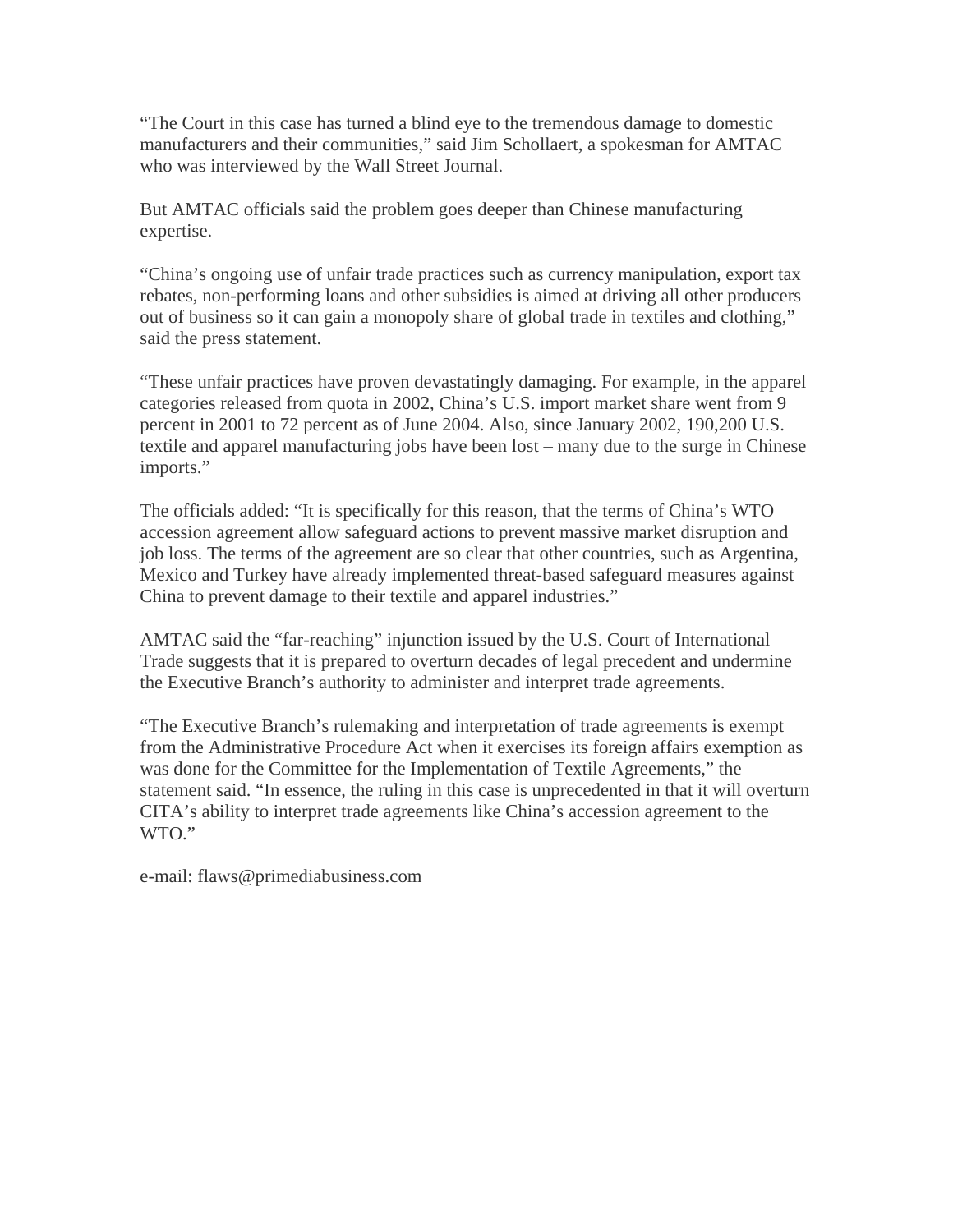"The Court in this case has turned a blind eye to the tremendous damage to domestic manufacturers and their communities," said Jim Schollaert, a spokesman for AMTAC who was interviewed by the Wall Street Journal.

But AMTAC officials said the problem goes deeper than Chinese manufacturing expertise.

"China's ongoing use of unfair trade practices such as currency manipulation, export tax rebates, non-performing loans and other subsidies is aimed at driving all other producers out of business so it can gain a monopoly share of global trade in textiles and clothing," said the press statement.

"These unfair practices have proven devastatingly damaging. For example, in the apparel categories released from quota in 2002, China's U.S. import market share went from 9 percent in 2001 to 72 percent as of June 2004. Also, since January 2002, 190,200 U.S. textile and apparel manufacturing jobs have been lost – many due to the surge in Chinese imports."

The officials added: "It is specifically for this reason, that the terms of China's WTO accession agreement allow safeguard actions to prevent massive market disruption and job loss. The terms of the agreement are so clear that other countries, such as Argentina, Mexico and Turkey have already implemented threat-based safeguard measures against China to prevent damage to their textile and apparel industries."

AMTAC said the "far-reaching" injunction issued by the U.S. Court of International Trade suggests that it is prepared to overturn decades of legal precedent and undermine the Executive Branch's authority to administer and interpret trade agreements.

"The Executive Branch's rulemaking and interpretation of trade agreements is exempt from the Administrative Procedure Act when it exercises its foreign affairs exemption as was done for the Committee for the Implementation of Textile Agreements," the statement said. "In essence, the ruling in this case is unprecedented in that it will overturn CITA's ability to interpret trade agreements like China's accession agreement to the WTO."

e-mail: flaws@primediabusiness.com